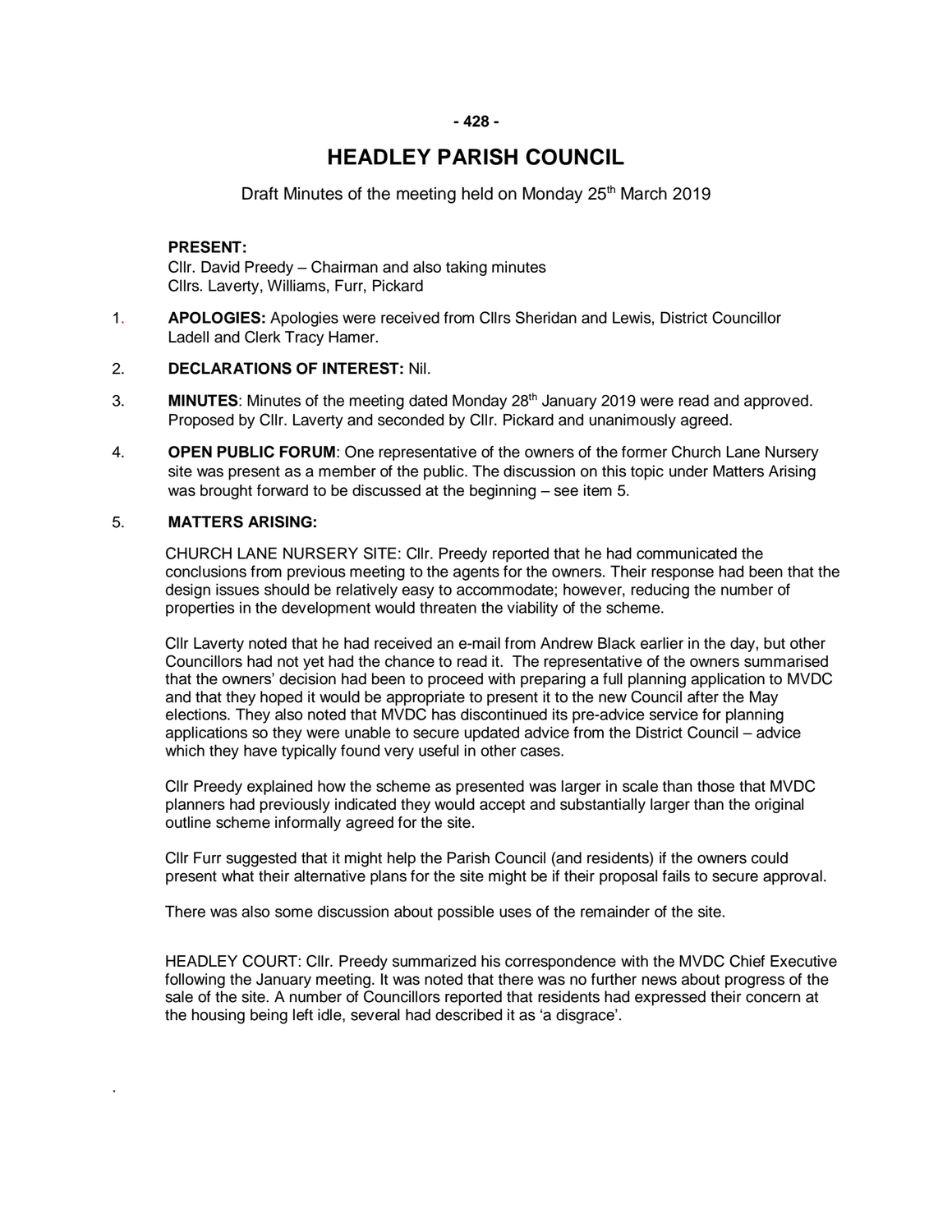# HEADLEY PARISH COUNCIL

Draft Minutes of the meeting held on Monday 25th March 2019

**PRESENT:**
Cllr. David Preedy – Chairman and also taking minutes
Cllrs. Laverty, Williams, Furr, Pickard

1. **APOLOGIES:** Apologies were received from Cllrs Sheridan and Lewis, District Councillor Ladell and Clerk Tracy Hamer.

2. **DECLARATIONS OF INTEREST:** Nil.

3. **MINUTES**: Minutes of the meeting dated Monday 28th January 2019 were read and approved. Proposed by Cllr. Laverty and seconded by Cllr. Pickard and unanimously agreed.

4. **OPEN PUBLIC FORUM**: One representative of the owners of the former Church Lane Nursery site was present as a member of the public. The discussion on this topic under Matters Arising was brought forward to be discussed at the beginning – see item 5.

5. **MATTERS ARISING:**

CHURCH LANE NURSERY SITE: Cllr. Preedy reported that he had communicated the conclusions from previous meeting to the agents for the owners. Their response had been that the design issues should be relatively easy to accommodate; however, reducing the number of properties in the development would threaten the viability of the scheme.

Cllr Laverty noted that he had received an e-mail from Andrew Black earlier in the day, but other Councillors had not yet had the chance to read it. The representative of the owners summarised that the owners' decision had been to proceed with preparing a full planning application to MVDC and that they hoped it would be appropriate to present it to the new Council after the May elections. They also noted that MVDC has discontinued its pre-advice service for planning applications so they were unable to secure updated advice from the District Council – advice which they have typically found very useful in other cases.

Cllr Preedy explained how the scheme as presented was larger in scale than those that MVDC planners had previously indicated they would accept and substantially larger than the original outline scheme informally agreed for the site.

Cllr Furr suggested that it might help the Parish Council (and residents) if the owners could present what their alternative plans for the site might be if their proposal fails to secure approval.

There was also some discussion about possible uses of the remainder of the site.

HEADLEY COURT: Cllr. Preedy summarized his correspondence with the MVDC Chief Executive following the January meeting. It was noted that there was no further news about progress of the sale of the site. A number of Councillors reported that residents had expressed their concern at the housing being left idle, several had described it as 'a disgrace'.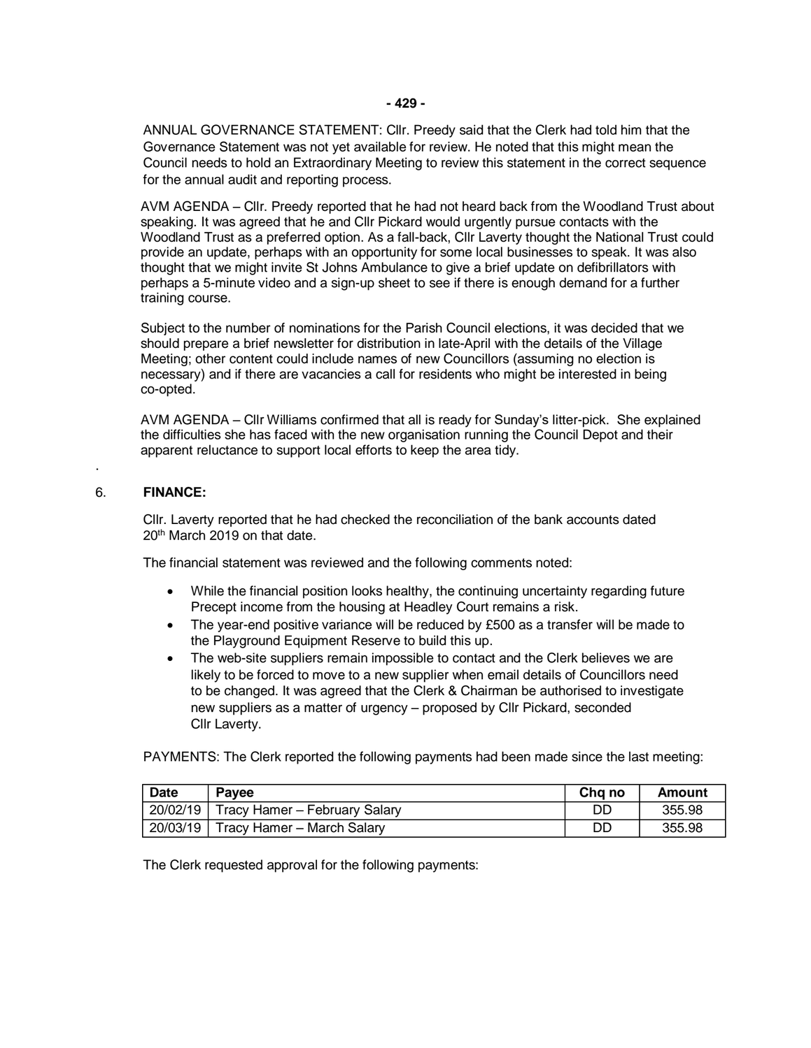ANNUAL GOVERNANCE STATEMENT: Cllr. Preedy said that the Clerk had told him that the Governance Statement was not yet available for review. He noted that this might mean the Council needs to hold an Extraordinary Meeting to review this statement in the correct sequence for the annual audit and reporting process.

AVM AGENDA – Cllr. Preedy reported that he had not heard back from the Woodland Trust about speaking. It was agreed that he and Cllr Pickard would urgently pursue contacts with the Woodland Trust as a preferred option. As a fall-back, Cllr Laverty thought the National Trust could provide an update, perhaps with an opportunity for some local businesses to speak. It was also thought that we might invite St Johns Ambulance to give a brief update on defibrillators with perhaps a 5-minute video and a sign-up sheet to see if there is enough demand for a further training course.

Subject to the number of nominations for the Parish Council elections, it was decided that we should prepare a brief newsletter for distribution in late-April with the details of the Village Meeting; other content could include names of new Councillors (assuming no election is necessary) and if there are vacancies a call for residents who might be interested in being co-opted.

AVM AGENDA – Cllr Williams confirmed that all is ready for Sunday's litter-pick. She explained the difficulties she has faced with the new organisation running the Council Depot and their apparent reluctance to support local efforts to keep the area tidy.

6. **FINANCE:**

Cllr. Laverty reported that he had checked the reconciliation of the bank accounts dated 20th March 2019 on that date.

The financial statement was reviewed and the following comments noted:

- While the financial position looks healthy, the continuing uncertainty regarding future Precept income from the housing at Headley Court remains a risk.
- The year-end positive variance will be reduced by £500 as a transfer will be made to the Playground Equipment Reserve to build this up.
- The web-site suppliers remain impossible to contact and the Clerk believes we are likely to be forced to move to a new supplier when email details of Councillors need to be changed. It was agreed that the Clerk & Chairman be authorised to investigate new suppliers as a matter of urgency – proposed by Cllr Pickard, seconded Cllr Laverty.

PAYMENTS: The Clerk reported the following payments had been made since the last meeting:

| Date | Payee | Chq no | Amount |
|---|---|---|---|
| 20/02/19 | Tracy Hamer – February Salary | DD | 355.98 |
| 20/03/19 | Tracy Hamer – March Salary | DD | 355.98 |

The Clerk requested approval for the following payments: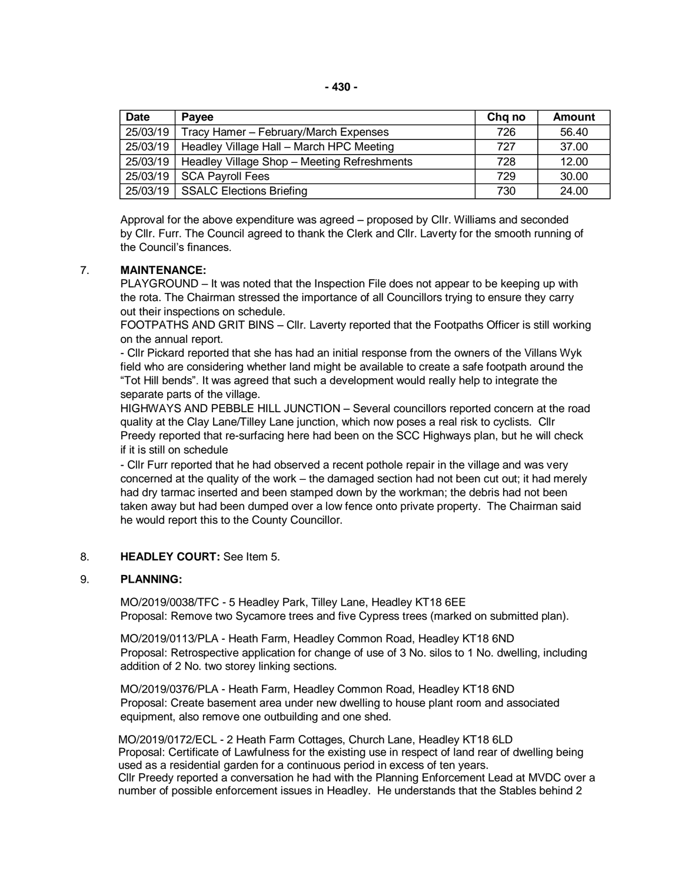| Date | Payee | Chq no | Amount |
|---|---|---|---|
| 25/03/19 | Tracy Hamer – February/March Expenses | 726 | 56.40 |
| 25/03/19 | Headley Village Hall – March HPC Meeting | 727 | 37.00 |
| 25/03/19 | Headley Village Shop – Meeting Refreshments | 728 | 12.00 |
| 25/03/19 | SCA Payroll Fees | 729 | 30.00 |
| 25/03/19 | SSALC Elections Briefing | 730 | 24.00 |

Approval for the above expenditure was agreed – proposed by Cllr. Williams and seconded by Cllr. Furr. The Council agreed to thank the Clerk and Cllr. Laverty for the smooth running of the Council's finances.

7. **MAINTENANCE:**
PLAYGROUND – It was noted that the Inspection File does not appear to be keeping up with the rota. The Chairman stressed the importance of all Councillors trying to ensure they carry out their inspections on schedule.
FOOTPATHS AND GRIT BINS – Cllr. Laverty reported that the Footpaths Officer is still working on the annual report.
- Cllr Pickard reported that she has had an initial response from the owners of the Villans Wyk field who are considering whether land might be available to create a safe footpath around the "Tot Hill bends". It was agreed that such a development would really help to integrate the separate parts of the village.
HIGHWAYS AND PEBBLE HILL JUNCTION – Several councillors reported concern at the road quality at the Clay Lane/Tilley Lane junction, which now poses a real risk to cyclists. Cllr Preedy reported that re-surfacing here had been on the SCC Highways plan, but he will check if it is still on schedule
- Cllr Furr reported that he had observed a recent pothole repair in the village and was very concerned at the quality of the work – the damaged section had not been cut out; it had merely had dry tarmac inserted and been stamped down by the workman; the debris had not been taken away but had been dumped over a low fence onto private property. The Chairman said he would report this to the County Councillor.

8. **HEADLEY COURT:** See Item 5.

9. **PLANNING:**

MO/2019/0038/TFC - 5 Headley Park, Tilley Lane, Headley KT18 6EE
Proposal: Remove two Sycamore trees and five Cypress trees (marked on submitted plan).

MO/2019/0113/PLA - Heath Farm, Headley Common Road, Headley KT18 6ND
Proposal: Retrospective application for change of use of 3 No. silos to 1 No. dwelling, including addition of 2 No. two storey linking sections.

MO/2019/0376/PLA - Heath Farm, Headley Common Road, Headley KT18 6ND
Proposal: Create basement area under new dwelling to house plant room and associated equipment, also remove one outbuilding and one shed.

MO/2019/0172/ECL - 2 Heath Farm Cottages, Church Lane, Headley KT18 6LD
Proposal: Certificate of Lawfulness for the existing use in respect of land rear of dwelling being used as a residential garden for a continuous period in excess of ten years.
Cllr Preedy reported a conversation he had with the Planning Enforcement Lead at MVDC over a number of possible enforcement issues in Headley. He understands that the Stables behind 2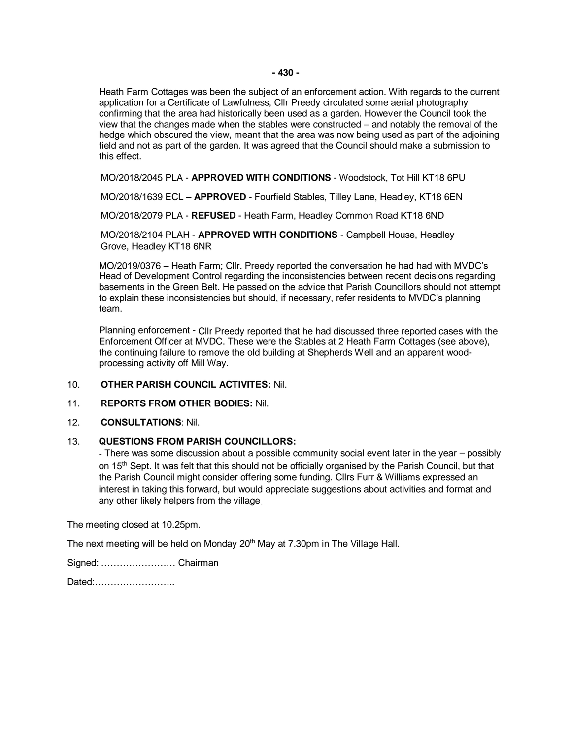Heath Farm Cottages was been the subject of an enforcement action. With regards to the current application for a Certificate of Lawfulness, Cllr Preedy circulated some aerial photography confirming that the area had historically been used as a garden. However the Council took the view that the changes made when the stables were constructed – and notably the removal of the hedge which obscured the view, meant that the area was now being used as part of the adjoining field and not as part of the garden. It was agreed that the Council should make a submission to this effect.

MO/2018/2045 PLA - **APPROVED WITH CONDITIONS** - Woodstock, Tot Hill KT18 6PU

MO/2018/1639 ECL – **APPROVED** - Fourfield Stables, Tilley Lane, Headley, KT18 6EN

MO/2018/2079 PLA - **REFUSED** - Heath Farm, Headley Common Road KT18 6ND

MO/2018/2104 PLAH - **APPROVED WITH CONDITIONS** - Campbell House, Headley Grove, Headley KT18 6NR

MO/2019/0376 – Heath Farm; Cllr. Preedy reported the conversation he had had with MVDC's Head of Development Control regarding the inconsistencies between recent decisions regarding basements in the Green Belt. He passed on the advice that Parish Councillors should not attempt to explain these inconsistencies but should, if necessary, refer residents to MVDC's planning team.

Planning enforcement - Cllr Preedy reported that he had discussed three reported cases with the Enforcement Officer at MVDC. These were the Stables at 2 Heath Farm Cottages (see above), the continuing failure to remove the old building at Shepherds Well and an apparent wood-processing activity off Mill Way.

10. **OTHER PARISH COUNCIL ACTIVITES:** Nil.

11. **REPORTS FROM OTHER BODIES:** Nil.

12. **CONSULTATIONS**: Nil.

13. **QUESTIONS FROM PARISH COUNCILLORS:**
    - There was some discussion about a possible community social event later in the year – possibly on 15th Sept. It was felt that this should not be officially organised by the Parish Council, but that the Parish Council might consider offering some funding. Cllrs Furr & Williams expressed an interest in taking this forward, but would appreciate suggestions about activities and format and any other likely helpers from the village.

The meeting closed at 10.25pm.

The next meeting will be held on Monday 20th May at 7.30pm in The Village Hall.

Signed: …………………… Chairman

Dated:……………………..